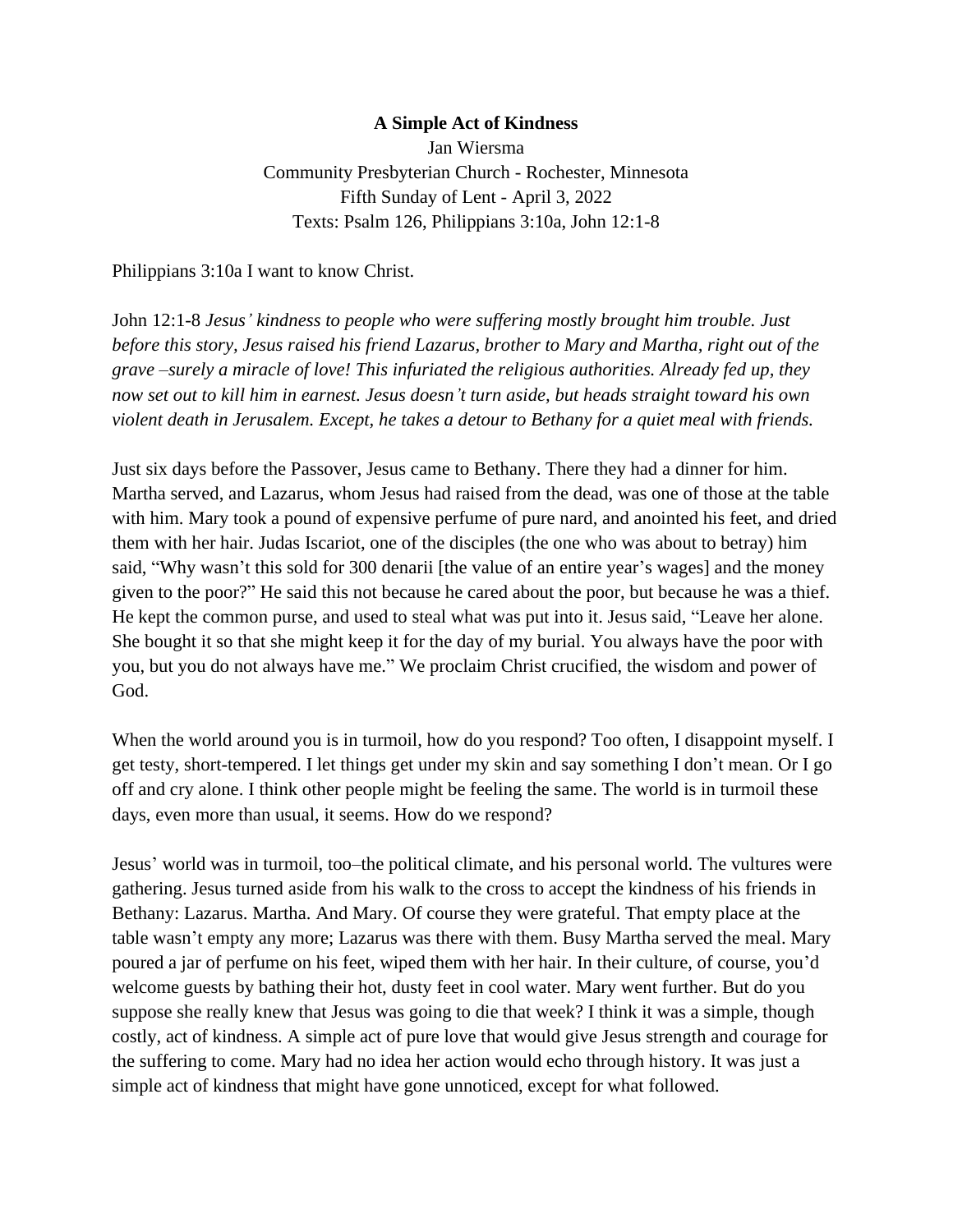**A Simple Act of Kindness**

Jan Wiersma

Community Presbyterian Church - Rochester, Minnesota

Fifth Sunday of Lent - April 3, 2022

Texts: Psalm 126, Philippians 3:10a, John 12:1-8

Philippians 3:10a I want to know Christ.

John 12:1-8 *Jesus' kindness to people who were suffering mostly brought him trouble. Just before this story, Jesus raised his friend Lazarus, brother to Mary and Martha, right out of the grave –surely a miracle of love! This infuriated the religious authorities. Already fed up, they now set out to kill him in earnest. Jesus doesn't turn aside, but heads straight toward his own violent death in Jerusalem. Except, he takes a detour to Bethany for a quiet meal with friends.*

Just six days before the Passover, Jesus came to Bethany. There they had a dinner for him. Martha served, and Lazarus, whom Jesus had raised from the dead, was one of those at the table with him. Mary took a pound of expensive perfume of pure nard, and anointed his feet, and dried them with her hair. Judas Iscariot, one of the disciples (the one who was about to betray) him said, "Why wasn't this sold for 300 denarii [the value of an entire year's wages] and the money given to the poor?" He said this not because he cared about the poor, but because he was a thief. He kept the common purse, and used to steal what was put into it. Jesus said, "Leave her alone. She bought it so that she might keep it for the day of my burial. You always have the poor with you, but you do not always have me." We proclaim Christ crucified, the wisdom and power of God.

When the world around you is in turmoil, how do you respond? Too often, I disappoint myself. I get testy, short-tempered. I let things get under my skin and say something I don't mean. Or I go off and cry alone. I think other people might be feeling the same. The world is in turmoil these days, even more than usual, it seems. How do we respond?

Jesus' world was in turmoil, too–the political climate, and his personal world. The vultures were gathering. Jesus turned aside from his walk to the cross to accept the kindness of his friends in Bethany: Lazarus. Martha. And Mary. Of course they were grateful. That empty place at the table wasn't empty any more; Lazarus was there with them. Busy Martha served the meal. Mary poured a jar of perfume on his feet, wiped them with her hair. In their culture, of course, you'd welcome guests by bathing their hot, dusty feet in cool water. Mary went further. But do you suppose she really knew that Jesus was going to die that week? I think it was a simple, though costly, act of kindness. A simple act of pure love that would give Jesus strength and courage for the suffering to come. Mary had no idea her action would echo through history. It was just a simple act of kindness that might have gone unnoticed, except for what followed.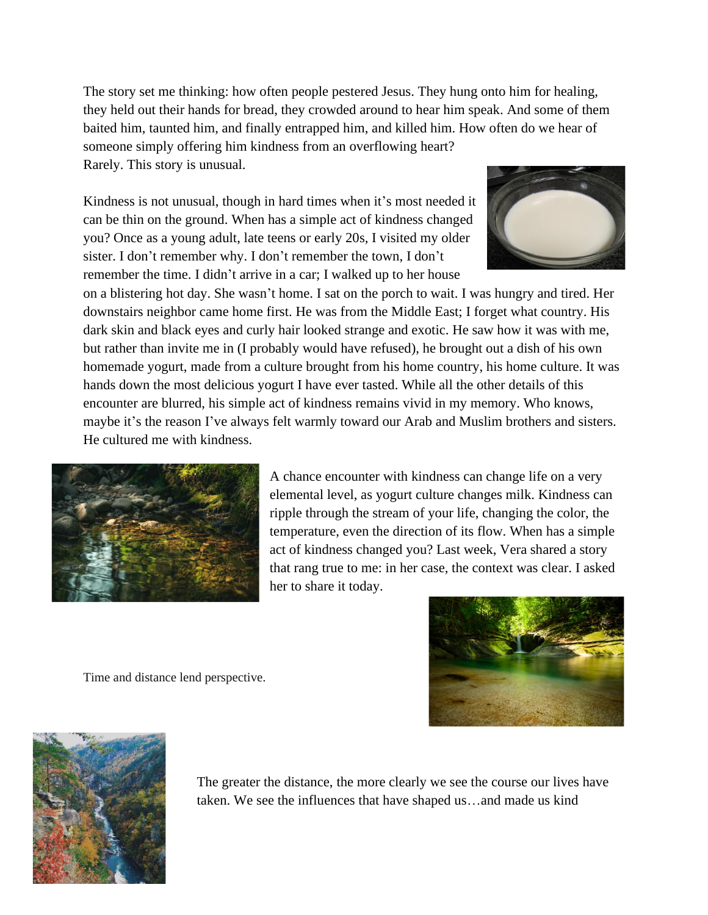The story set me thinking: how often people pestered Jesus. They hung onto him for healing, they held out their hands for bread, they crowded around to hear him speak. And some of them baited him, taunted him, and finally entrapped him, and killed him. How often do we hear of someone simply offering him kindness from an overflowing heart?
Rarely. This story is unusual.

Kindness is not unusual, though in hard times when it's most needed it can be thin on the ground. When has a simple act of kindness changed you? Once as a young adult, late teens or early 20s, I visited my older sister. I don't remember why. I don't remember the town, I don't remember the time. I didn't arrive in a car; I walked up to her house on a blistering hot day. She wasn't home. I sat on the porch to wait. I was hungry and tired. Her downstairs neighbor came home first. He was from the Middle East; I forget what country. His dark skin and black eyes and curly hair looked strange and exotic. He saw how it was with me, but rather than invite me in (I probably would have refused), he brought out a dish of his own homemade yogurt, made from a culture brought from his home country, his home culture. It was hands down the most delicious yogurt I have ever tasted. While all the other details of this encounter are blurred, his simple act of kindness remains vivid in my memory. Who knows, maybe it's the reason I've always felt warmly toward our Arab and Muslim brothers and sisters. He cultured me with kindness.

A chance encounter with kindness can change life on a very elemental level, as yogurt culture changes milk. Kindness can ripple through the stream of your life, changing the color, the temperature, even the direction of its flow. When has a simple act of kindness changed you? Last week, Vera shared a story that rang true to me: in her case, the context was clear. I asked her to share it today.

Time and distance lend perspective.

The greater the distance, the more clearly we see the course our lives have taken. We see the influences that have shaped us…and made us kind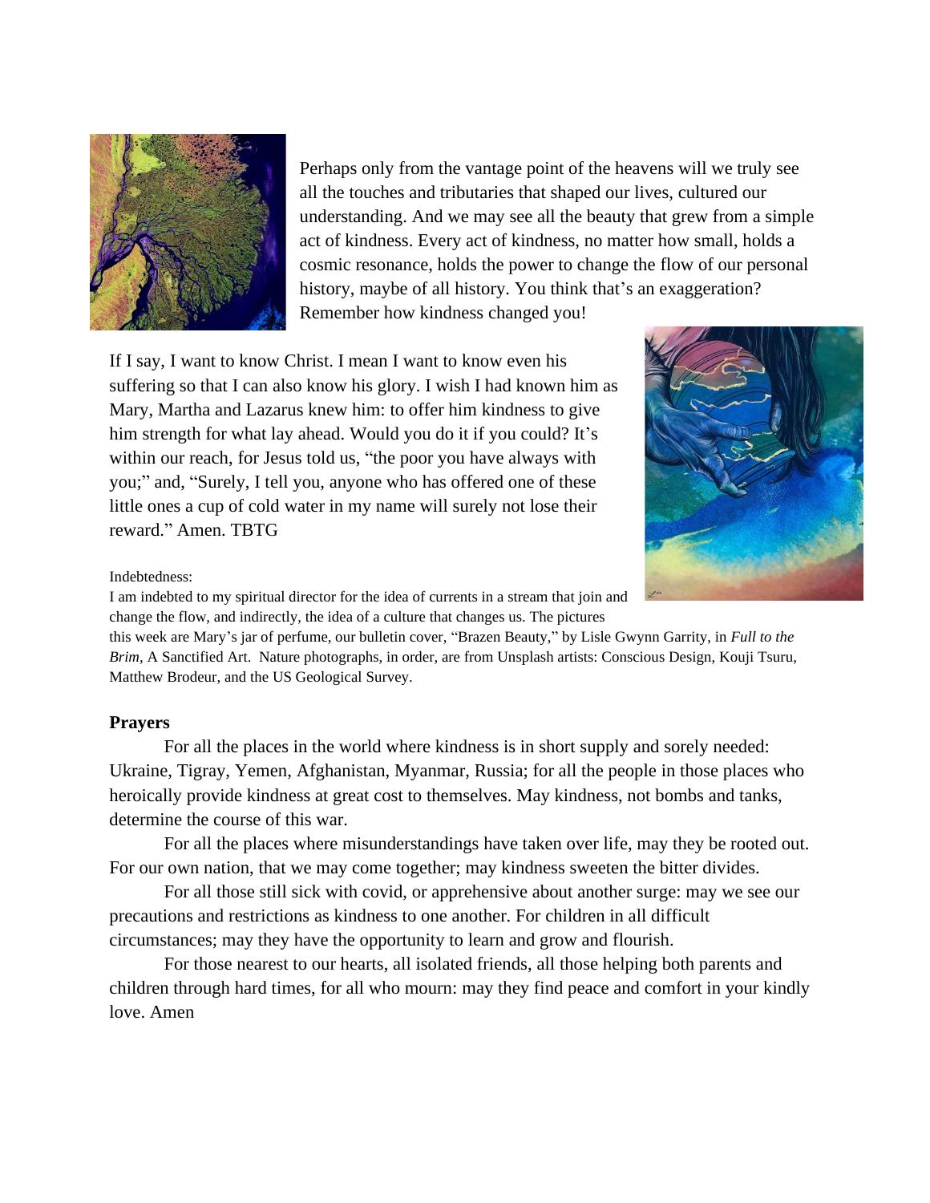Perhaps only from the vantage point of the heavens will we truly see all the touches and tributaries that shaped our lives, cultured our understanding. And we may see all the beauty that grew from a simple act of kindness. Every act of kindness, no matter how small, holds a cosmic resonance, holds the power to change the flow of our personal history, maybe of all history. You think that's an exaggeration? Remember how kindness changed you!

If I say, I want to know Christ. I mean I want to know even his suffering so that I can also know his glory. I wish I had known him as Mary, Martha and Lazarus knew him: to offer him kindness to give him strength for what lay ahead. Would you do it if you could? It's within our reach, for Jesus told us, "the poor you have always with you;" and, "Surely, I tell you, anyone who has offered one of these little ones a cup of cold water in my name will surely not lose their reward." Amen. TBTG

Indebtedness:
I am indebted to my spiritual director for the idea of currents in a stream that join and change the flow, and indirectly, the idea of a culture that changes us. The pictures this week are Mary's jar of perfume, our bulletin cover, "Brazen Beauty," by Lisle Gwynn Garrity, in *Full to the Brim,* A Sanctified Art. Nature photographs, in order, are from Unsplash artists: Conscious Design, Kouji Tsuru, Matthew Brodeur, and the US Geological Survey.

**Prayers**

For all the places in the world where kindness is in short supply and sorely needed: Ukraine, Tigray, Yemen, Afghanistan, Myanmar, Russia; for all the people in those places who heroically provide kindness at great cost to themselves. May kindness, not bombs and tanks, determine the course of this war.

For all the places where misunderstandings have taken over life, may they be rooted out. For our own nation, that we may come together; may kindness sweeten the bitter divides.

For all those still sick with covid, or apprehensive about another surge: may we see our precautions and restrictions as kindness to one another. For children in all difficult circumstances; may they have the opportunity to learn and grow and flourish.

For those nearest to our hearts, all isolated friends, all those helping both parents and children through hard times, for all who mourn: may they find peace and comfort in your kindly love. Amen